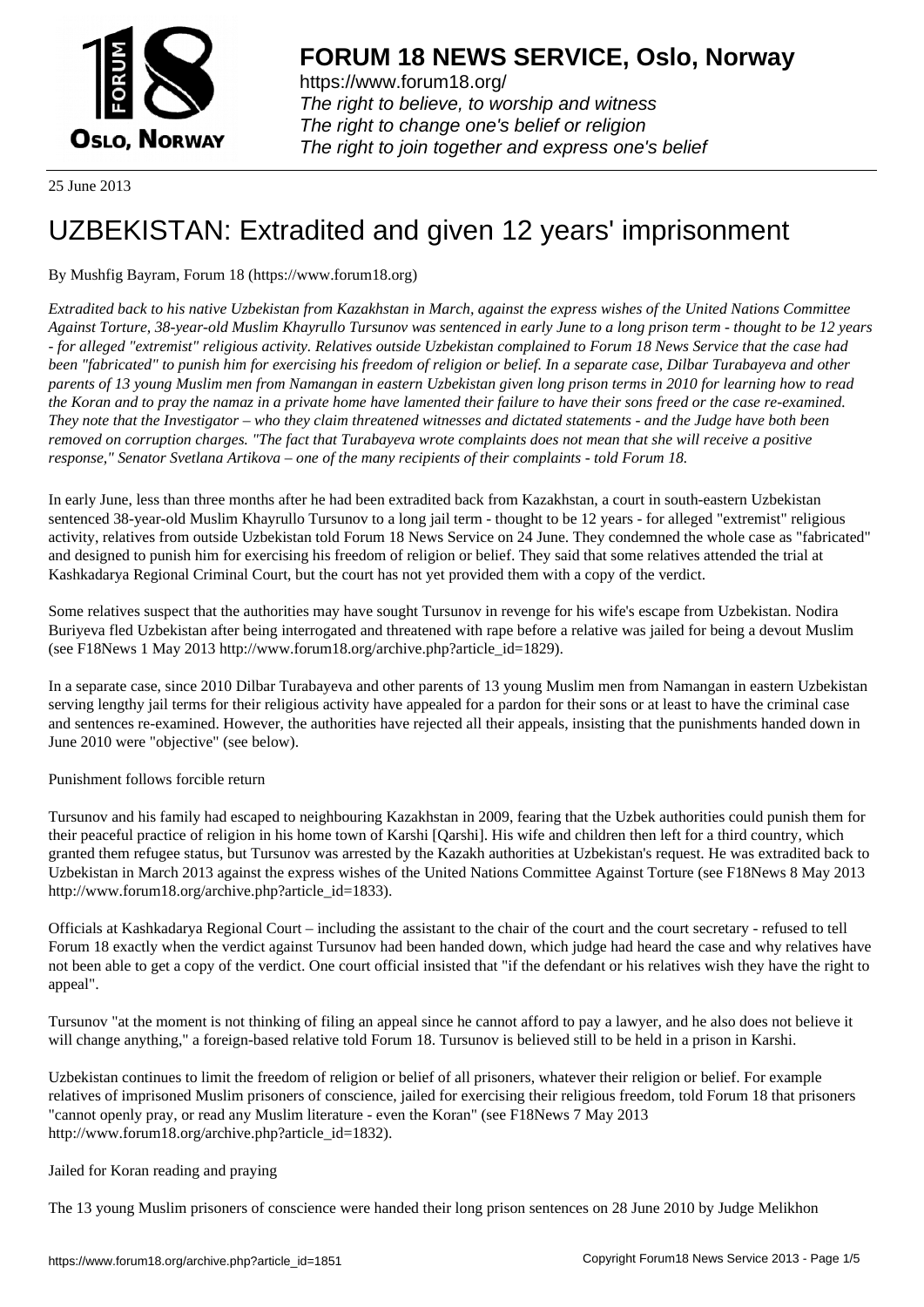# FORUM 18 NEWS SERVICE, Oslo, Norway

https://www.forum18.org/
*The right to believe, to worship and witness*
*The right to change one's belief or religion*
*The right to join together and express one's belief*

25 June 2013

# UZBEKISTAN: Extradited and given 12 years' imprisonment

By Mushfig Bayram, Forum 18 (https://www.forum18.org)

*Extradited back to his native Uzbekistan from Kazakhstan in March, against the express wishes of the United Nations Committee Against Torture, 38-year-old Muslim Khayrullo Tursunov was sentenced in early June to a long prison term - thought to be 12 years - for alleged "extremist" religious activity. Relatives outside Uzbekistan complained to Forum 18 News Service that the case had been "fabricated" to punish him for exercising his freedom of religion or belief. In a separate case, Dilbar Turabayeva and other parents of 13 young Muslim men from Namangan in eastern Uzbekistan given long prison terms in 2010 for learning how to read the Koran and to pray the namaz in a private home have lamented their failure to have their sons freed or the case re-examined. They note that the Investigator – who they claim threatened witnesses and dictated statements - and the Judge have both been removed on corruption charges. "The fact that Turabayeva wrote complaints does not mean that she will receive a positive response," Senator Svetlana Artikova – one of the many recipients of their complaints - told Forum 18.*

In early June, less than three months after he had been extradited back from Kazakhstan, a court in south-eastern Uzbekistan sentenced 38-year-old Muslim Khayrullo Tursunov to a long jail term - thought to be 12 years - for alleged "extremist" religious activity, relatives from outside Uzbekistan told Forum 18 News Service on 24 June. They condemned the whole case as "fabricated" and designed to punish him for exercising his freedom of religion or belief. They said that some relatives attended the trial at Kashkadarya Regional Criminal Court, but the court has not yet provided them with a copy of the verdict.

Some relatives suspect that the authorities may have sought Tursunov in revenge for his wife's escape from Uzbekistan. Nodira Buriyeva fled Uzbekistan after being interrogated and threatened with rape before a relative was jailed for being a devout Muslim (see F18News 1 May 2013 http://www.forum18.org/archive.php?article_id=1829).

In a separate case, since 2010 Dilbar Turabayeva and other parents of 13 young Muslim men from Namangan in eastern Uzbekistan serving lengthy jail terms for their religious activity have appealed for a pardon for their sons or at least to have the criminal case and sentences re-examined. However, the authorities have rejected all their appeals, insisting that the punishments handed down in June 2010 were "objective" (see below).

## Punishment follows forcible return

Tursunov and his family had escaped to neighbouring Kazakhstan in 2009, fearing that the Uzbek authorities could punish them for their peaceful practice of religion in his home town of Karshi [Qarshi]. His wife and children then left for a third country, which granted them refugee status, but Tursunov was arrested by the Kazakh authorities at Uzbekistan's request. He was extradited back to Uzbekistan in March 2013 against the express wishes of the United Nations Committee Against Torture (see F18News 8 May 2013 http://www.forum18.org/archive.php?article_id=1833).

Officials at Kashkadarya Regional Court – including the assistant to the chair of the court and the court secretary - refused to tell Forum 18 exactly when the verdict against Tursunov had been handed down, which judge had heard the case and why relatives have not been able to get a copy of the verdict. One court official insisted that "if the defendant or his relatives wish they have the right to appeal".

Tursunov "at the moment is not thinking of filing an appeal since he cannot afford to pay a lawyer, and he also does not believe it will change anything," a foreign-based relative told Forum 18. Tursunov is believed still to be held in a prison in Karshi.

Uzbekistan continues to limit the freedom of religion or belief of all prisoners, whatever their religion or belief. For example relatives of imprisoned Muslim prisoners of conscience, jailed for exercising their religious freedom, told Forum 18 that prisoners "cannot openly pray, or read any Muslim literature - even the Koran" (see F18News 7 May 2013 http://www.forum18.org/archive.php?article_id=1832).

## Jailed for Koran reading and praying

The 13 young Muslim prisoners of conscience were handed their long prison sentences on 28 June 2010 by Judge Melikhon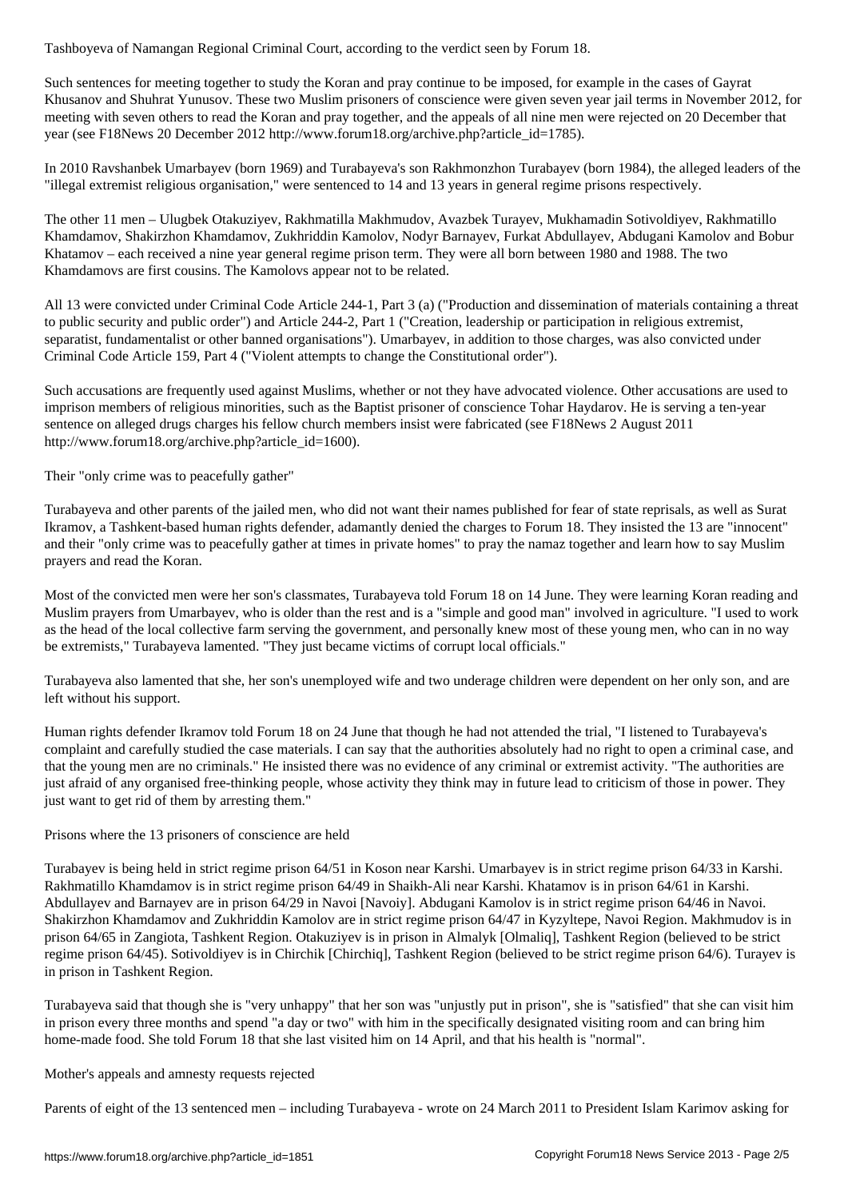Tashboyeva of Namangan Regional Criminal Court, according to the verdict seen by Forum 18.

Such sentences for meeting together to study the Koran and pray continue to be imposed, for example in the cases of Gayrat Khusanov and Shuhrat Yunusov. These two Muslim prisoners of conscience were given seven year jail terms in November 2012, for meeting with seven others to read the Koran and pray together, and the appeals of all nine men were rejected on 20 December that year (see F18News 20 December 2012 http://www.forum18.org/archive.php?article_id=1785).

In 2010 Ravshanbek Umarbayev (born 1969) and Turabayeva's son Rakhmonzhon Turabayev (born 1984), the alleged leaders of the "illegal extremist religious organisation," were sentenced to 14 and 13 years in general regime prisons respectively.

The other 11 men – Ulugbek Otakuziyev, Rakhmatilla Makhmudov, Avazbek Turayev, Mukhamadin Sotivoldiyev, Rakhmatillo Khamdamov, Shakirzhon Khamdamov, Zukhriddin Kamolov, Nodyr Barnayev, Furkat Abdullayev, Abdugani Kamolov and Bobur Khatamov – each received a nine year general regime prison term. They were all born between 1980 and 1988. The two Khamdamovs are first cousins. The Kamolovs appear not to be related.

All 13 were convicted under Criminal Code Article 244-1, Part 3 (a) ("Production and dissemination of materials containing a threat to public security and public order") and Article 244-2, Part 1 ("Creation, leadership or participation in religious extremist, separatist, fundamentalist or other banned organisations"). Umarbayev, in addition to those charges, was also convicted under Criminal Code Article 159, Part 4 ("Violent attempts to change the Constitutional order").

Such accusations are frequently used against Muslims, whether or not they have advocated violence. Other accusations are used to imprison members of religious minorities, such as the Baptist prisoner of conscience Tohar Haydarov. He is serving a ten-year sentence on alleged drugs charges his fellow church members insist were fabricated (see F18News 2 August 2011 http://www.forum18.org/archive.php?article_id=1600).

## Their "only crime was to peacefully gather"

Turabayeva and other parents of the jailed men, who did not want their names published for fear of state reprisals, as well as Surat Ikramov, a Tashkent-based human rights defender, adamantly denied the charges to Forum 18. They insisted the 13 are "innocent" and their "only crime was to peacefully gather at times in private homes" to pray the namaz together and learn how to say Muslim prayers and read the Koran.

Most of the convicted men were her son's classmates, Turabayeva told Forum 18 on 14 June. They were learning Koran reading and Muslim prayers from Umarbayev, who is older than the rest and is a "simple and good man" involved in agriculture. "I used to work as the head of the local collective farm serving the government, and personally knew most of these young men, who can in no way be extremists," Turabayeva lamented. "They just became victims of corrupt local officials."

Turabayeva also lamented that she, her son's unemployed wife and two underage children were dependent on her only son, and are left without his support.

Human rights defender Ikramov told Forum 18 on 24 June that though he had not attended the trial, "I listened to Turabayeva's complaint and carefully studied the case materials. I can say that the authorities absolutely had no right to open a criminal case, and that the young men are no criminals." He insisted there was no evidence of any criminal or extremist activity. "The authorities are just afraid of any organised free-thinking people, whose activity they think may in future lead to criticism of those in power. They just want to get rid of them by arresting them."

## Prisons where the 13 prisoners of conscience are held

Turabayev is being held in strict regime prison 64/51 in Koson near Karshi. Umarbayev is in strict regime prison 64/33 in Karshi. Rakhmatillo Khamdamov is in strict regime prison 64/49 in Shaikh-Ali near Karshi. Khatamov is in prison 64/61 in Karshi. Abdullayev and Barnayev are in prison 64/29 in Navoi [Navoiy]. Abdugani Kamolov is in strict regime prison 64/46 in Navoi. Shakirzhon Khamdamov and Zukhriddin Kamolov are in strict regime prison 64/47 in Kyzyltepe, Navoi Region. Makhmudov is in prison 64/65 in Zangiota, Tashkent Region. Otakuziyev is in prison in Almalyk [Olmaliq], Tashkent Region (believed to be strict regime prison 64/45). Sotivoldiyev is in Chirchik [Chirchiq], Tashkent Region (believed to be strict regime prison 64/6). Turayev is in prison in Tashkent Region.

Turabayeva said that though she is "very unhappy" that her son was "unjustly put in prison", she is "satisfied" that she can visit him in prison every three months and spend "a day or two" with him in the specifically designated visiting room and can bring him home-made food. She told Forum 18 that she last visited him on 14 April, and that his health is "normal".

## Mother's appeals and amnesty requests rejected

Parents of eight of the 13 sentenced men – including Turabayeva - wrote on 24 March 2011 to President Islam Karimov asking for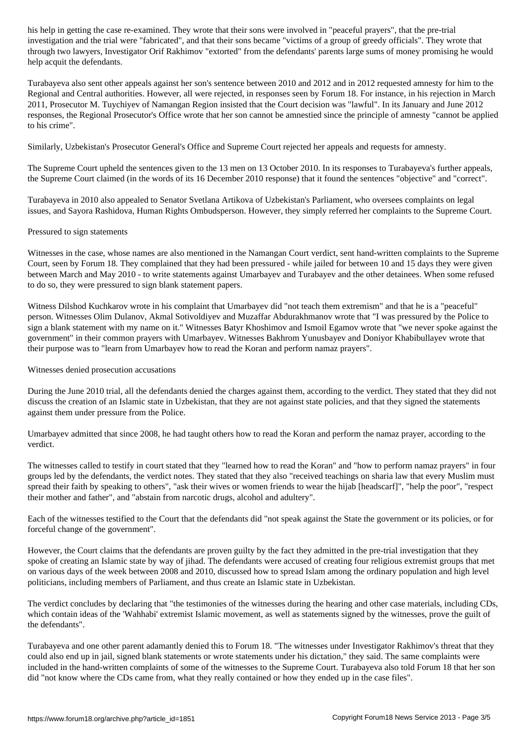his help in getting the case re-examined. They wrote that their sons were involved in "peaceful prayers", that the pre-trial investigation and the trial were "fabricated", and that their sons became "victims of a group of greedy officials". They wrote that through two lawyers, Investigator Orif Rakhimov "extorted" from the defendants' parents large sums of money promising he would help acquit the defendants.

Turabayeva also sent other appeals against her son's sentence between 2010 and 2012 and in 2012 requested amnesty for him to the Regional and Central authorities. However, all were rejected, in responses seen by Forum 18. For instance, in his rejection in March 2011, Prosecutor M. Tuychiyev of Namangan Region insisted that the Court decision was "lawful". In its January and June 2012 responses, the Regional Prosecutor's Office wrote that her son cannot be amnestied since the principle of amnesty "cannot be applied to his crime".

Similarly, Uzbekistan's Prosecutor General's Office and Supreme Court rejected her appeals and requests for amnesty.

The Supreme Court upheld the sentences given to the 13 men on 13 October 2010. In its responses to Turabayeva's further appeals, the Supreme Court claimed (in the words of its 16 December 2010 response) that it found the sentences "objective" and "correct".

Turabayeva in 2010 also appealed to Senator Svetlana Artikova of Uzbekistan's Parliament, who oversees complaints on legal issues, and Sayora Rashidova, Human Rights Ombudsperson. However, they simply referred her complaints to the Supreme Court.

## Pressured to sign statements

Witnesses in the case, whose names are also mentioned in the Namangan Court verdict, sent hand-written complaints to the Supreme Court, seen by Forum 18. They complained that they had been pressured - while jailed for between 10 and 15 days they were given between March and May 2010 - to write statements against Umarbayev and Turabayev and the other detainees. When some refused to do so, they were pressured to sign blank statement papers.

Witness Dilshod Kuchkarov wrote in his complaint that Umarbayev did "not teach them extremism" and that he is a "peaceful" person. Witnesses Olim Dulanov, Akmal Sotivoldiyev and Muzaffar Abdurakhmanov wrote that "I was pressured by the Police to sign a blank statement with my name on it." Witnesses Batyr Khoshimov and Ismoil Egamov wrote that "we never spoke against the government" in their common prayers with Umarbayev. Witnesses Bakhrom Yunusbayev and Doniyor Khabibullayev wrote that their purpose was to "learn from Umarbayev how to read the Koran and perform namaz prayers".

## Witnesses denied prosecution accusations

During the June 2010 trial, all the defendants denied the charges against them, according to the verdict. They stated that they did not discuss the creation of an Islamic state in Uzbekistan, that they are not against state policies, and that they signed the statements against them under pressure from the Police.

Umarbayev admitted that since 2008, he had taught others how to read the Koran and perform the namaz prayer, according to the verdict.

The witnesses called to testify in court stated that they "learned how to read the Koran" and "how to perform namaz prayers" in four groups led by the defendants, the verdict notes. They stated that they also "received teachings on sharia law that every Muslim must spread their faith by speaking to others", "ask their wives or women friends to wear the hijab [headscarf]", "help the poor", "respect their mother and father", and "abstain from narcotic drugs, alcohol and adultery".

Each of the witnesses testified to the Court that the defendants did "not speak against the State the government or its policies, or for forceful change of the government".

However, the Court claims that the defendants are proven guilty by the fact they admitted in the pre-trial investigation that they spoke of creating an Islamic state by way of jihad. The defendants were accused of creating four religious extremist groups that met on various days of the week between 2008 and 2010, discussed how to spread Islam among the ordinary population and high level politicians, including members of Parliament, and thus create an Islamic state in Uzbekistan.

The verdict concludes by declaring that "the testimonies of the witnesses during the hearing and other case materials, including CDs, which contain ideas of the 'Wahhabi' extremist Islamic movement, as well as statements signed by the witnesses, prove the guilt of the defendants".

Turabayeva and one other parent adamantly denied this to Forum 18. "The witnesses under Investigator Rakhimov's threat that they could also end up in jail, signed blank statements or wrote statements under his dictation," they said. The same complaints were included in the hand-written complaints of some of the witnesses to the Supreme Court. Turabayeva also told Forum 18 that her son did "not know where the CDs came from, what they really contained or how they ended up in the case files".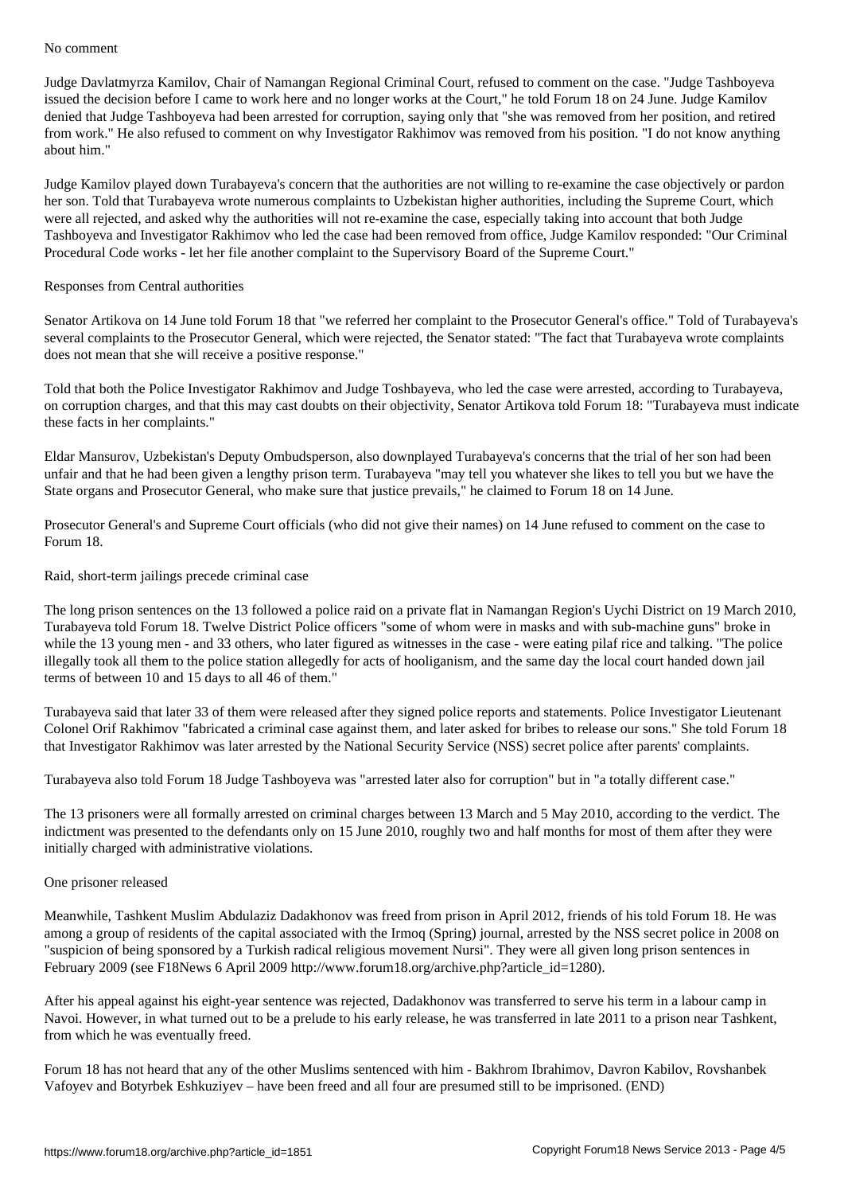No comment

Judge Davlatmyrza Kamilov, Chair of Namangan Regional Criminal Court, refused to comment on the case. "Judge Tashboyeva issued the decision before I came to work here and no longer works at the Court," he told Forum 18 on 24 June. Judge Kamilov denied that Judge Tashboyeva had been arrested for corruption, saying only that "she was removed from her position, and retired from work." He also refused to comment on why Investigator Rakhimov was removed from his position. "I do not know anything about him."

Judge Kamilov played down Turabayeva's concern that the authorities are not willing to re-examine the case objectively or pardon her son. Told that Turabayeva wrote numerous complaints to Uzbekistan higher authorities, including the Supreme Court, which were all rejected, and asked why the authorities will not re-examine the case, especially taking into account that both Judge Tashboyeva and Investigator Rakhimov who led the case had been removed from office, Judge Kamilov responded: "Our Criminal Procedural Code works - let her file another complaint to the Supervisory Board of the Supreme Court."

Responses from Central authorities

Senator Artikova on 14 June told Forum 18 that "we referred her complaint to the Prosecutor General's office." Told of Turabayeva's several complaints to the Prosecutor General, which were rejected, the Senator stated: "The fact that Turabayeva wrote complaints does not mean that she will receive a positive response."

Told that both the Police Investigator Rakhimov and Judge Toshbayeva, who led the case were arrested, according to Turabayeva, on corruption charges, and that this may cast doubts on their objectivity, Senator Artikova told Forum 18: "Turabayeva must indicate these facts in her complaints."

Eldar Mansurov, Uzbekistan's Deputy Ombudsperson, also downplayed Turabayeva's concerns that the trial of her son had been unfair and that he had been given a lengthy prison term. Turabayeva "may tell you whatever she likes to tell you but we have the State organs and Prosecutor General, who make sure that justice prevails," he claimed to Forum 18 on 14 June.

Prosecutor General's and Supreme Court officials (who did not give their names) on 14 June refused to comment on the case to Forum 18.

Raid, short-term jailings precede criminal case

The long prison sentences on the 13 followed a police raid on a private flat in Namangan Region's Uychi District on 19 March 2010, Turabayeva told Forum 18. Twelve District Police officers "some of whom were in masks and with sub-machine guns" broke in while the 13 young men - and 33 others, who later figured as witnesses in the case - were eating pilaf rice and talking. "The police illegally took all them to the police station allegedly for acts of hooliganism, and the same day the local court handed down jail terms of between 10 and 15 days to all 46 of them."

Turabayeva said that later 33 of them were released after they signed police reports and statements. Police Investigator Lieutenant Colonel Orif Rakhimov "fabricated a criminal case against them, and later asked for bribes to release our sons." She told Forum 18 that Investigator Rakhimov was later arrested by the National Security Service (NSS) secret police after parents' complaints.

Turabayeva also told Forum 18 Judge Tashboyeva was "arrested later also for corruption" but in "a totally different case."

The 13 prisoners were all formally arrested on criminal charges between 13 March and 5 May 2010, according to the verdict. The indictment was presented to the defendants only on 15 June 2010, roughly two and half months for most of them after they were initially charged with administrative violations.

One prisoner released

Meanwhile, Tashkent Muslim Abdulaziz Dadakhonov was freed from prison in April 2012, friends of his told Forum 18. He was among a group of residents of the capital associated with the Irmoq (Spring) journal, arrested by the NSS secret police in 2008 on "suspicion of being sponsored by a Turkish radical religious movement Nursi". They were all given long prison sentences in February 2009 (see F18News 6 April 2009 http://www.forum18.org/archive.php?article_id=1280).

After his appeal against his eight-year sentence was rejected, Dadakhonov was transferred to serve his term in a labour camp in Navoi. However, in what turned out to be a prelude to his early release, he was transferred in late 2011 to a prison near Tashkent, from which he was eventually freed.

Forum 18 has not heard that any of the other Muslims sentenced with him - Bakhrom Ibrahimov, Davron Kabilov, Rovshanbek Vafoyev and Botyrbek Eshkuziyev – have been freed and all four are presumed still to be imprisoned. (END)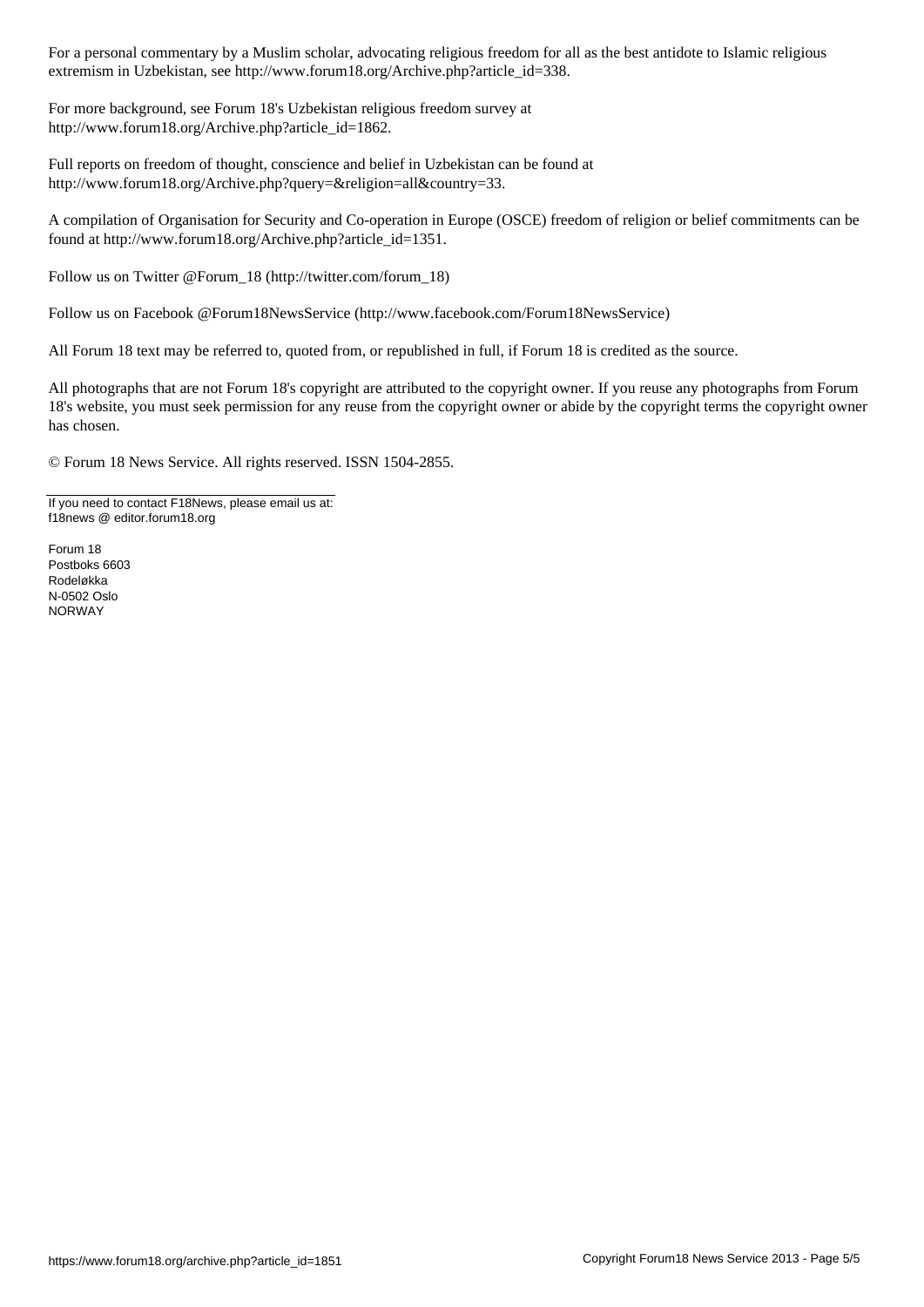For a personal commentary by a Muslim scholar, advocating religious freedom for all as the best antidote to Islamic religious extremism in Uzbekistan, see http://www.forum18.org/Archive.php?article_id=338.

For more background, see Forum 18's Uzbekistan religious freedom survey at http://www.forum18.org/Archive.php?article_id=1862.

Full reports on freedom of thought, conscience and belief in Uzbekistan can be found at http://www.forum18.org/Archive.php?query=&religion=all&country=33.

A compilation of Organisation for Security and Co-operation in Europe (OSCE) freedom of religion or belief commitments can be found at http://www.forum18.org/Archive.php?article_id=1351.

Follow us on Twitter @Forum_18 (http://twitter.com/forum_18)

Follow us on Facebook @Forum18NewsService (http://www.facebook.com/Forum18NewsService)

All Forum 18 text may be referred to, quoted from, or republished in full, if Forum 18 is credited as the source.

All photographs that are not Forum 18's copyright are attributed to the copyright owner. If you reuse any photographs from Forum 18's website, you must seek permission for any reuse from the copyright owner or abide by the copyright terms the copyright owner has chosen.

© Forum 18 News Service. All rights reserved. ISSN 1504-2855.

---

If you need to contact F18News, please email us at:
f18news @ editor.forum18.org

Forum 18
Postboks 6603
Rodeløkka
N-0502 Oslo
NORWAY